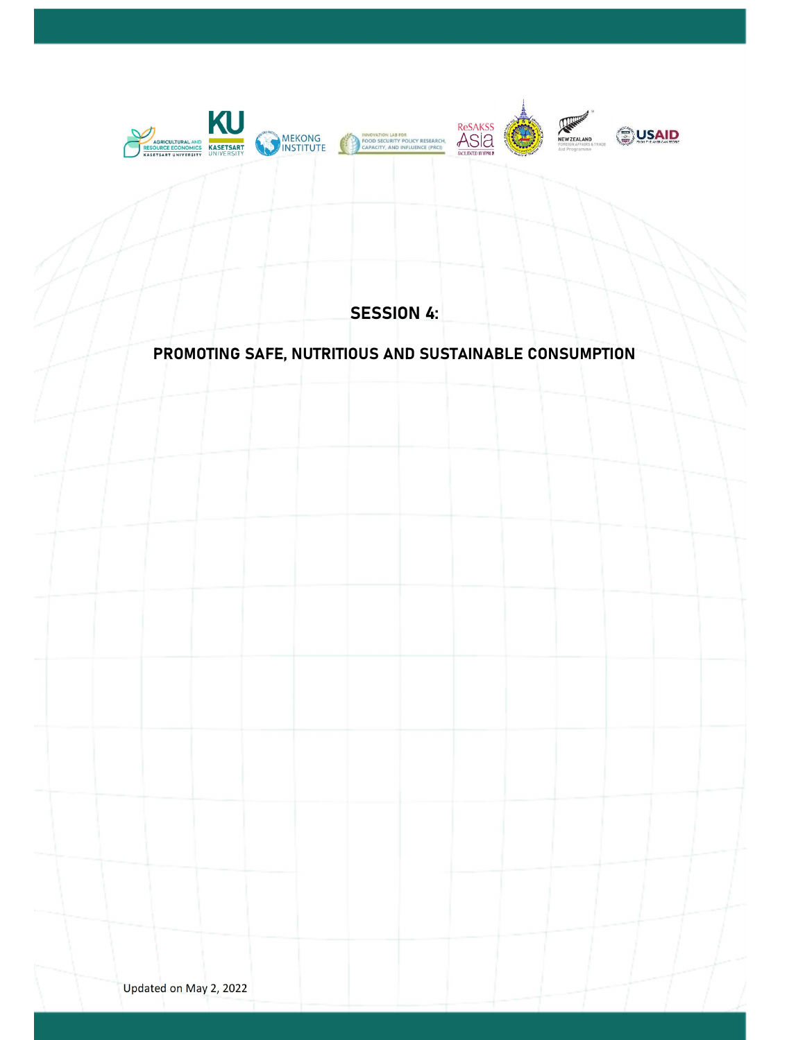# SESSION 4:

## PROMOTING SAFE, NUTRITIOUS AND SUSTAINABLE CONSUMPTION

Updated on May 2, 2022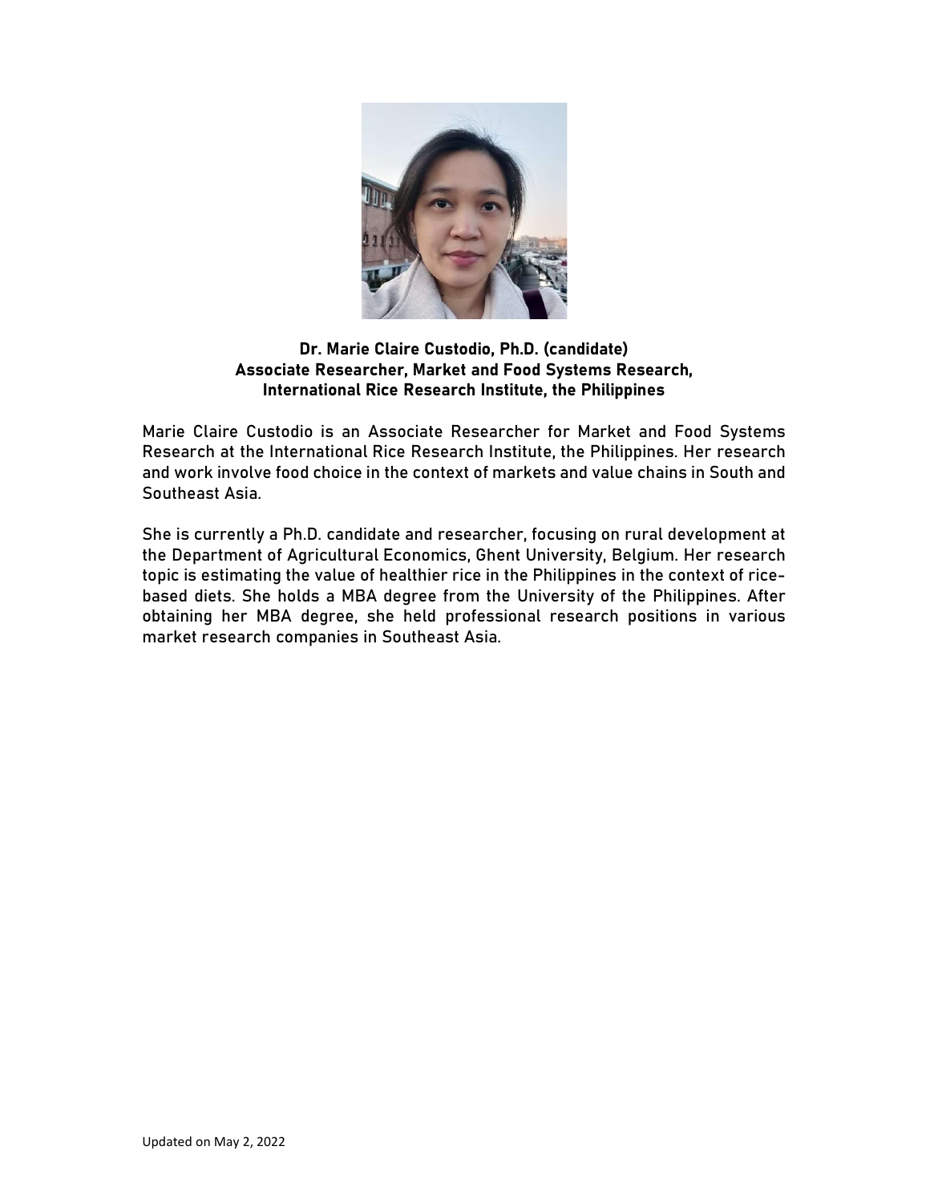**Dr. Marie Claire Custodio, Ph.D. (candidate)**
**Associate Researcher, Market and Food Systems Research,**
**International Rice Research Institute, the Philippines**

Marie Claire Custodio is an Associate Researcher for Market and Food Systems Research at the International Rice Research Institute, the Philippines. Her research and work involve food choice in the context of markets and value chains in South and Southeast Asia.

She is currently a Ph.D. candidate and researcher, focusing on rural development at the Department of Agricultural Economics, Ghent University, Belgium. Her research topic is estimating the value of healthier rice in the Philippines in the context of rice-based diets. She holds a MBA degree from the University of the Philippines. After obtaining her MBA degree, she held professional research positions in various market research companies in Southeast Asia.

Updated on May 2, 2022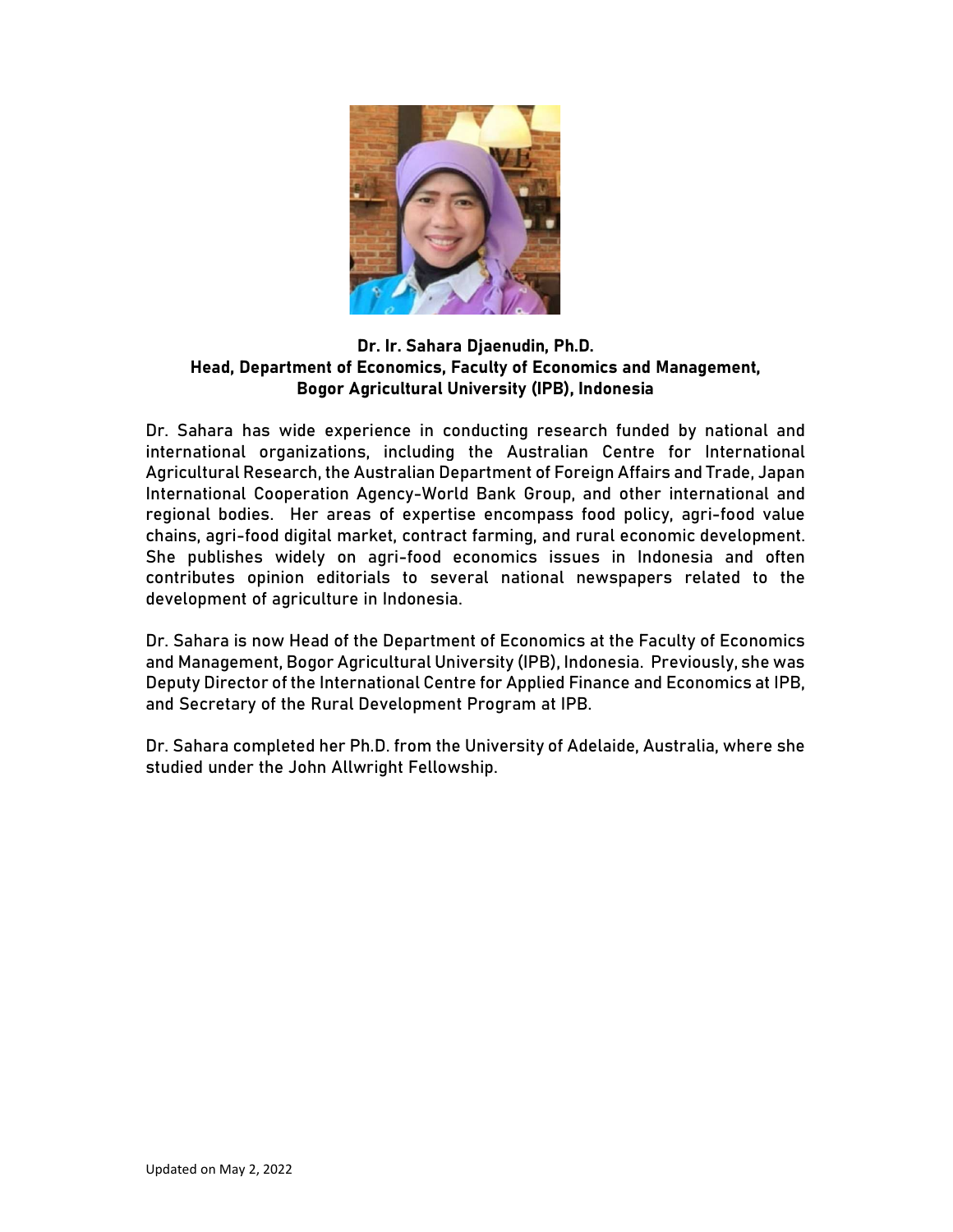**Dr. Ir. Sahara Djaenudin, Ph.D.**
**Head, Department of Economics, Faculty of Economics and Management, Bogor Agricultural University (IPB), Indonesia**

Dr. Sahara has wide experience in conducting research funded by national and international organizations, including the Australian Centre for International Agricultural Research, the Australian Department of Foreign Affairs and Trade, Japan International Cooperation Agency-World Bank Group, and other international and regional bodies. Her areas of expertise encompass food policy, agri-food value chains, agri-food digital market, contract farming, and rural economic development. She publishes widely on agri-food economics issues in Indonesia and often contributes opinion editorials to several national newspapers related to the development of agriculture in Indonesia.

Dr. Sahara is now Head of the Department of Economics at the Faculty of Economics and Management, Bogor Agricultural University (IPB), Indonesia. Previously, she was Deputy Director of the International Centre for Applied Finance and Economics at IPB, and Secretary of the Rural Development Program at IPB.

Dr. Sahara completed her Ph.D. from the University of Adelaide, Australia, where she studied under the John Allwright Fellowship.

Updated on May 2, 2022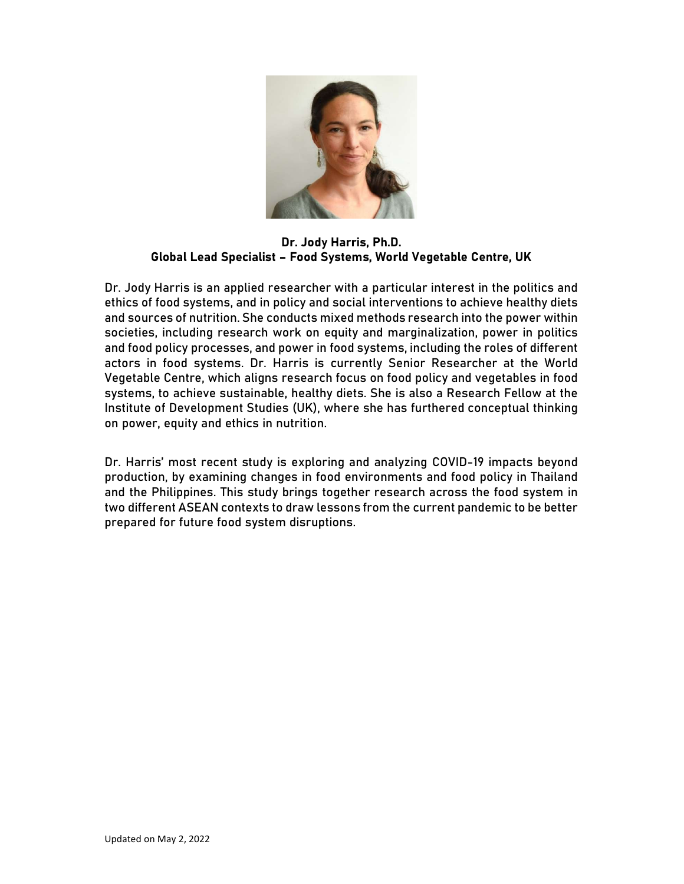**Dr. Jody Harris, Ph.D.**
**Global Lead Specialist – Food Systems, World Vegetable Centre, UK**

Dr. Jody Harris is an applied researcher with a particular interest in the politics and ethics of food systems, and in policy and social interventions to achieve healthy diets and sources of nutrition. She conducts mixed methods research into the power within societies, including research work on equity and marginalization, power in politics and food policy processes, and power in food systems, including the roles of different actors in food systems. Dr. Harris is currently Senior Researcher at the World Vegetable Centre, which aligns research focus on food policy and vegetables in food systems, to achieve sustainable, healthy diets. She is also a Research Fellow at the Institute of Development Studies (UK), where she has furthered conceptual thinking on power, equity and ethics in nutrition.

Dr. Harris' most recent study is exploring and analyzing COVID-19 impacts beyond production, by examining changes in food environments and food policy in Thailand and the Philippines. This study brings together research across the food system in two different ASEAN contexts to draw lessons from the current pandemic to be better prepared for future food system disruptions.

Updated on May 2, 2022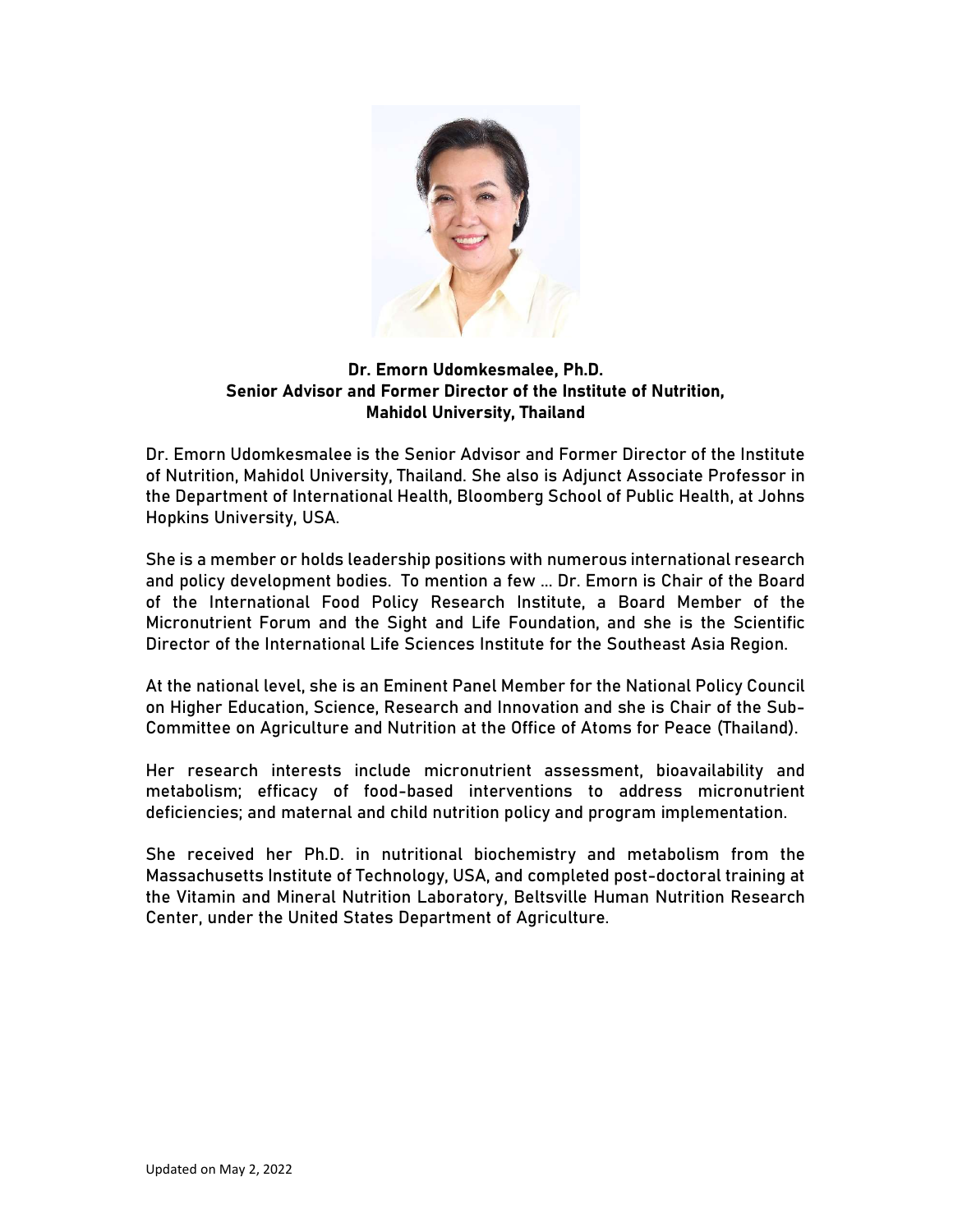**Dr. Emorn Udomkesmalee, Ph.D.**
**Senior Advisor and Former Director of the Institute of Nutrition,**
**Mahidol University, Thailand**

Dr. Emorn Udomkesmalee is the Senior Advisor and Former Director of the Institute of Nutrition, Mahidol University, Thailand. She also is Adjunct Associate Professor in the Department of International Health, Bloomberg School of Public Health, at Johns Hopkins University, USA.

She is a member or holds leadership positions with numerous international research and policy development bodies. To mention a few … Dr. Emorn is Chair of the Board of the International Food Policy Research Institute, a Board Member of the Micronutrient Forum and the Sight and Life Foundation, and she is the Scientific Director of the International Life Sciences Institute for the Southeast Asia Region.

At the national level, she is an Eminent Panel Member for the National Policy Council on Higher Education, Science, Research and Innovation and she is Chair of the Sub-Committee on Agriculture and Nutrition at the Office of Atoms for Peace (Thailand).

Her research interests include micronutrient assessment, bioavailability and metabolism; efficacy of food-based interventions to address micronutrient deficiencies; and maternal and child nutrition policy and program implementation.

She received her Ph.D. in nutritional biochemistry and metabolism from the Massachusetts Institute of Technology, USA, and completed post-doctoral training at the Vitamin and Mineral Nutrition Laboratory, Beltsville Human Nutrition Research Center, under the United States Department of Agriculture.

Updated on May 2, 2022